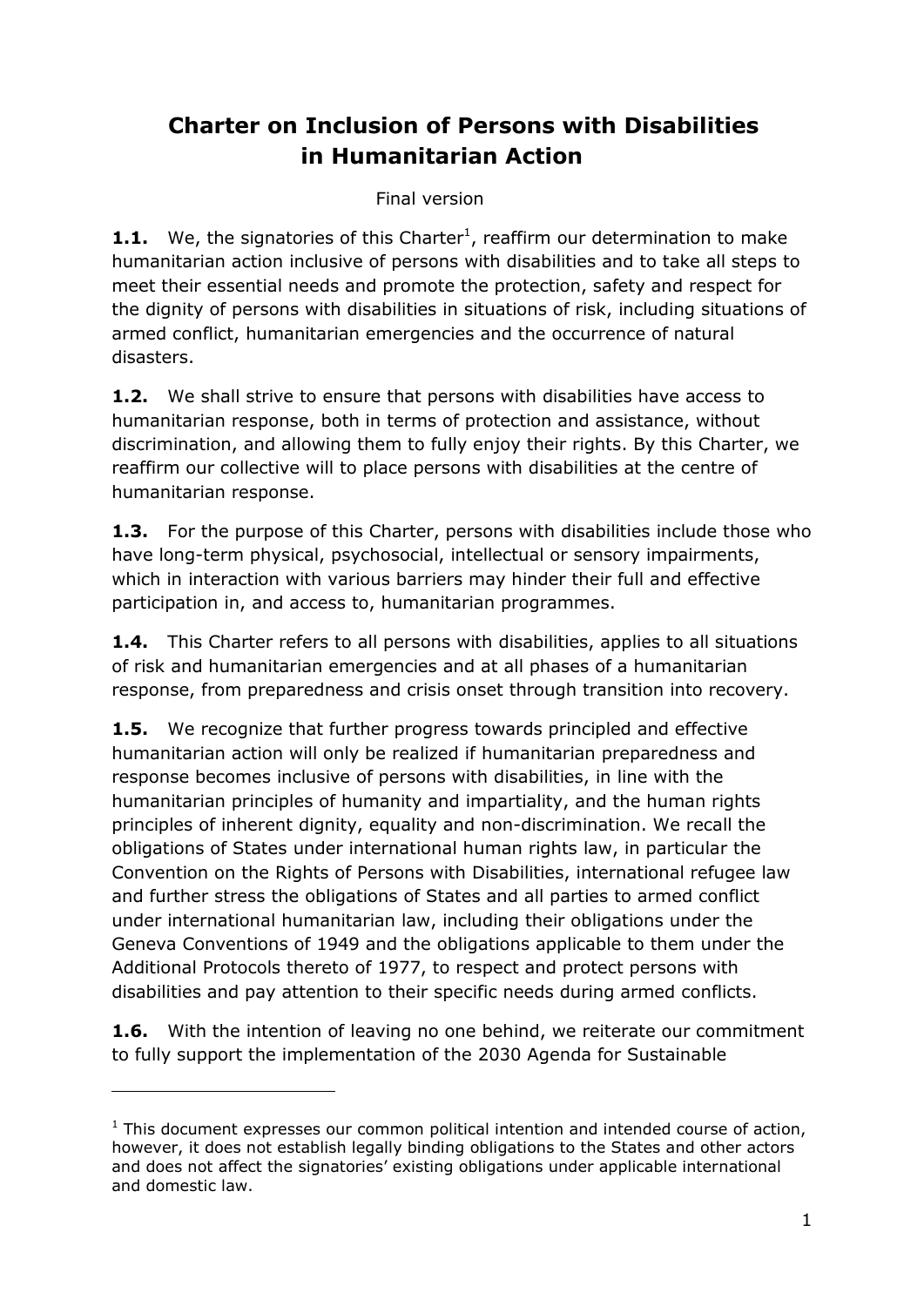# Charter on Inclusion of Persons with Disabilities in Humanitarian Action

Final version

**1.1.** We, the signatories of this Charter[1], reaffirm our determination to make humanitarian action inclusive of persons with disabilities and to take all steps to meet their essential needs and promote the protection, safety and respect for the dignity of persons with disabilities in situations of risk, including situations of armed conflict, humanitarian emergencies and the occurrence of natural disasters.

**1.2.** We shall strive to ensure that persons with disabilities have access to humanitarian response, both in terms of protection and assistance, without discrimination, and allowing them to fully enjoy their rights. By this Charter, we reaffirm our collective will to place persons with disabilities at the centre of humanitarian response.

**1.3.** For the purpose of this Charter, persons with disabilities include those who have long-term physical, psychosocial, intellectual or sensory impairments, which in interaction with various barriers may hinder their full and effective participation in, and access to, humanitarian programmes.

**1.4.** This Charter refers to all persons with disabilities, applies to all situations of risk and humanitarian emergencies and at all phases of a humanitarian response, from preparedness and crisis onset through transition into recovery.

**1.5.** We recognize that further progress towards principled and effective humanitarian action will only be realized if humanitarian preparedness and response becomes inclusive of persons with disabilities, in line with the humanitarian principles of humanity and impartiality, and the human rights principles of inherent dignity, equality and non-discrimination. We recall the obligations of States under international human rights law, in particular the Convention on the Rights of Persons with Disabilities, international refugee law and further stress the obligations of States and all parties to armed conflict under international humanitarian law, including their obligations under the Geneva Conventions of 1949 and the obligations applicable to them under the Additional Protocols thereto of 1977, to respect and protect persons with disabilities and pay attention to their specific needs during armed conflicts.

**1.6.** With the intention of leaving no one behind, we reiterate our commitment to fully support the implementation of the 2030 Agenda for Sustainable

---

[1] This document expresses our common political intention and intended course of action, however, it does not establish legally binding obligations to the States and other actors and does not affect the signatories' existing obligations under applicable international and domestic law.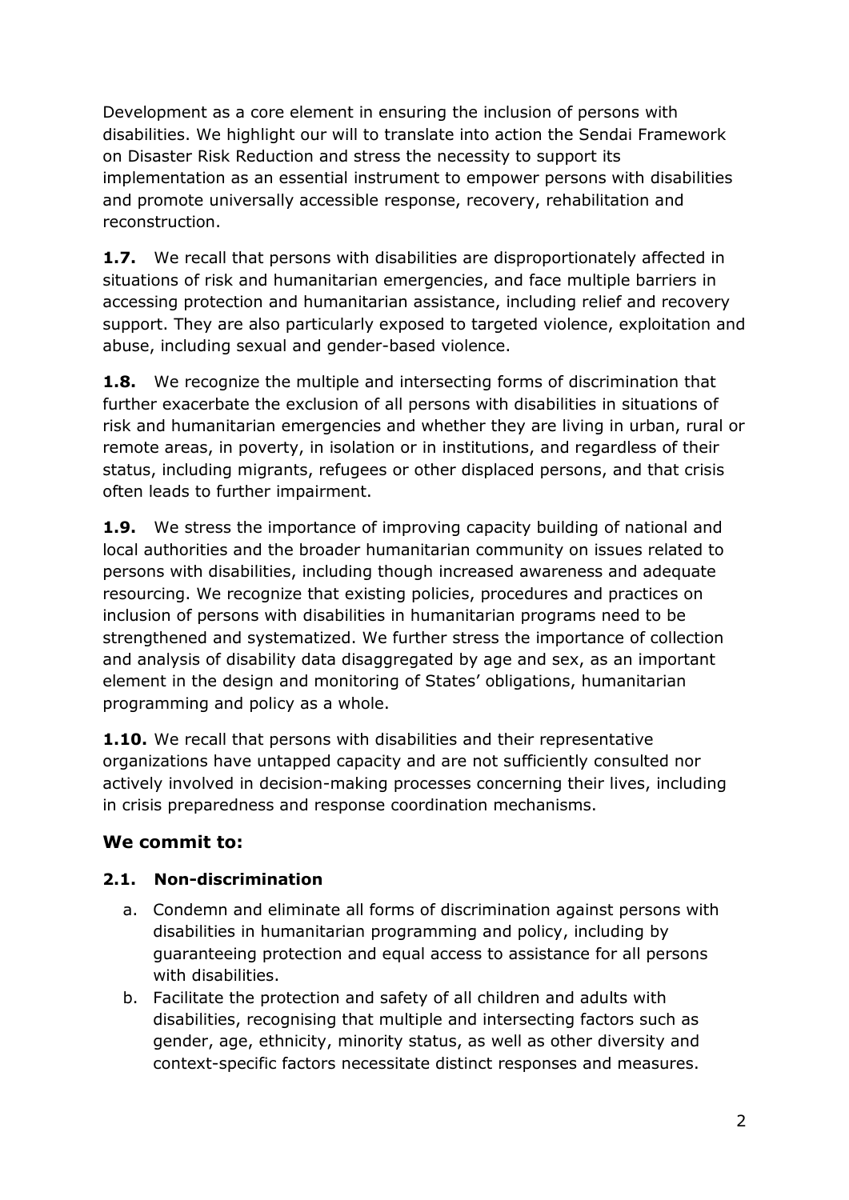Development as a core element in ensuring the inclusion of persons with disabilities. We highlight our will to translate into action the Sendai Framework on Disaster Risk Reduction and stress the necessity to support its implementation as an essential instrument to empower persons with disabilities and promote universally accessible response, recovery, rehabilitation and reconstruction.

**1.7.** We recall that persons with disabilities are disproportionately affected in situations of risk and humanitarian emergencies, and face multiple barriers in accessing protection and humanitarian assistance, including relief and recovery support. They are also particularly exposed to targeted violence, exploitation and abuse, including sexual and gender-based violence.

**1.8.** We recognize the multiple and intersecting forms of discrimination that further exacerbate the exclusion of all persons with disabilities in situations of risk and humanitarian emergencies and whether they are living in urban, rural or remote areas, in poverty, in isolation or in institutions, and regardless of their status, including migrants, refugees or other displaced persons, and that crisis often leads to further impairment.

**1.9.** We stress the importance of improving capacity building of national and local authorities and the broader humanitarian community on issues related to persons with disabilities, including though increased awareness and adequate resourcing. We recognize that existing policies, procedures and practices on inclusion of persons with disabilities in humanitarian programs need to be strengthened and systematized. We further stress the importance of collection and analysis of disability data disaggregated by age and sex, as an important element in the design and monitoring of States' obligations, humanitarian programming and policy as a whole.

**1.10.** We recall that persons with disabilities and their representative organizations have untapped capacity and are not sufficiently consulted nor actively involved in decision-making processes concerning their lives, including in crisis preparedness and response coordination mechanisms.

## We commit to:

### 2.1. Non-discrimination

a. Condemn and eliminate all forms of discrimination against persons with disabilities in humanitarian programming and policy, including by guaranteeing protection and equal access to assistance for all persons with disabilities.
b. Facilitate the protection and safety of all children and adults with disabilities, recognising that multiple and intersecting factors such as gender, age, ethnicity, minority status, as well as other diversity and context-specific factors necessitate distinct responses and measures.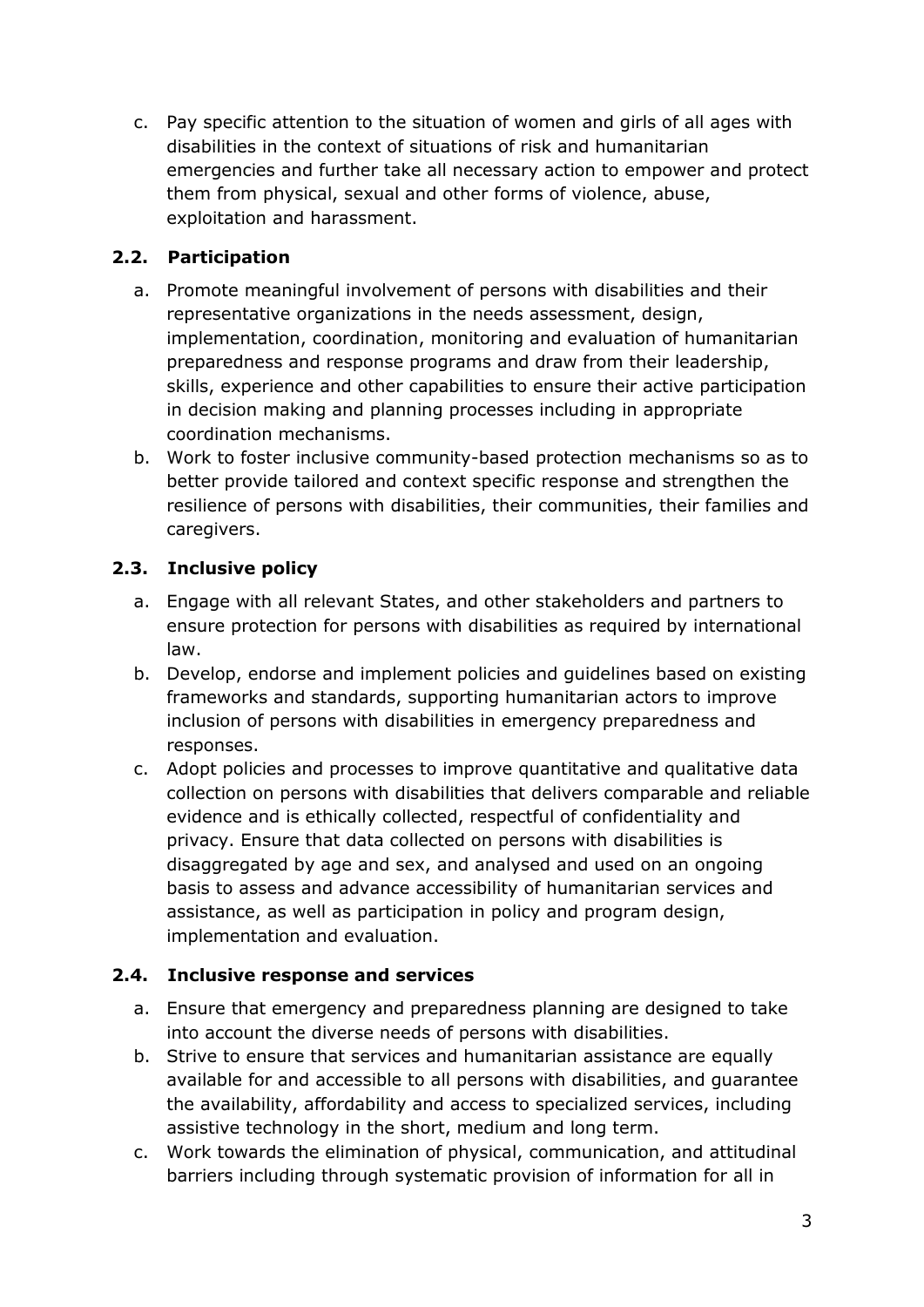c. Pay specific attention to the situation of women and girls of all ages with disabilities in the context of situations of risk and humanitarian emergencies and further take all necessary action to empower and protect them from physical, sexual and other forms of violence, abuse, exploitation and harassment.

### 2.2. Participation

a. Promote meaningful involvement of persons with disabilities and their representative organizations in the needs assessment, design, implementation, coordination, monitoring and evaluation of humanitarian preparedness and response programs and draw from their leadership, skills, experience and other capabilities to ensure their active participation in decision making and planning processes including in appropriate coordination mechanisms.

b. Work to foster inclusive community-based protection mechanisms so as to better provide tailored and context specific response and strengthen the resilience of persons with disabilities, their communities, their families and caregivers.

### 2.3. Inclusive policy

a. Engage with all relevant States, and other stakeholders and partners to ensure protection for persons with disabilities as required by international law.

b. Develop, endorse and implement policies and guidelines based on existing frameworks and standards, supporting humanitarian actors to improve inclusion of persons with disabilities in emergency preparedness and responses.

c. Adopt policies and processes to improve quantitative and qualitative data collection on persons with disabilities that delivers comparable and reliable evidence and is ethically collected, respectful of confidentiality and privacy. Ensure that data collected on persons with disabilities is disaggregated by age and sex, and analysed and used on an ongoing basis to assess and advance accessibility of humanitarian services and assistance, as well as participation in policy and program design, implementation and evaluation.

### 2.4. Inclusive response and services

a. Ensure that emergency and preparedness planning are designed to take into account the diverse needs of persons with disabilities.

b. Strive to ensure that services and humanitarian assistance are equally available for and accessible to all persons with disabilities, and guarantee the availability, affordability and access to specialized services, including assistive technology in the short, medium and long term.

c. Work towards the elimination of physical, communication, and attitudinal barriers including through systematic provision of information for all in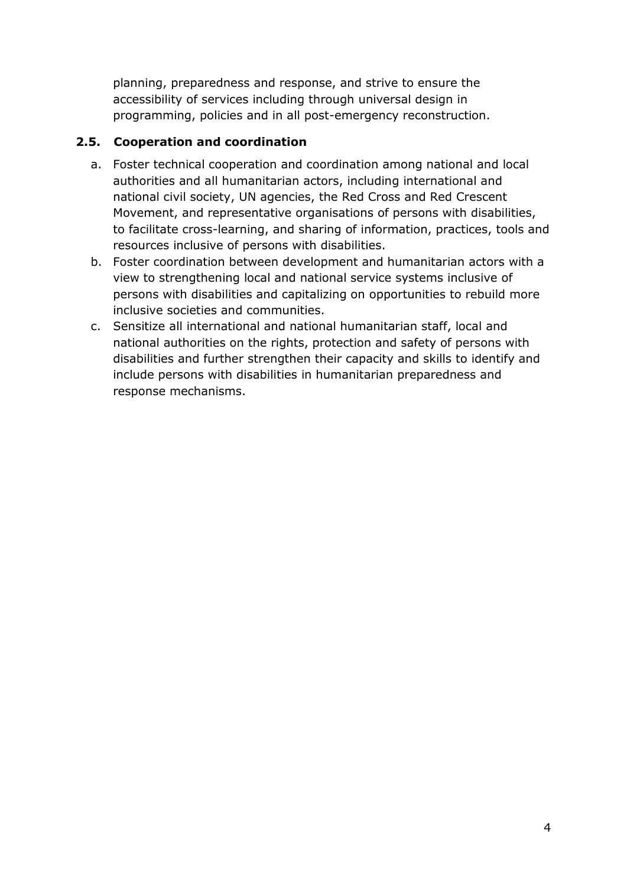planning, preparedness and response, and strive to ensure the accessibility of services including through universal design in programming, policies and in all post-emergency reconstruction.

### 2.5. Cooperation and coordination

a. Foster technical cooperation and coordination among national and local authorities and all humanitarian actors, including international and national civil society, UN agencies, the Red Cross and Red Crescent Movement, and representative organisations of persons with disabilities, to facilitate cross-learning, and sharing of information, practices, tools and resources inclusive of persons with disabilities.
b. Foster coordination between development and humanitarian actors with a view to strengthening local and national service systems inclusive of persons with disabilities and capitalizing on opportunities to rebuild more inclusive societies and communities.
c. Sensitize all international and national humanitarian staff, local and national authorities on the rights, protection and safety of persons with disabilities and further strengthen their capacity and skills to identify and include persons with disabilities in humanitarian preparedness and response mechanisms.